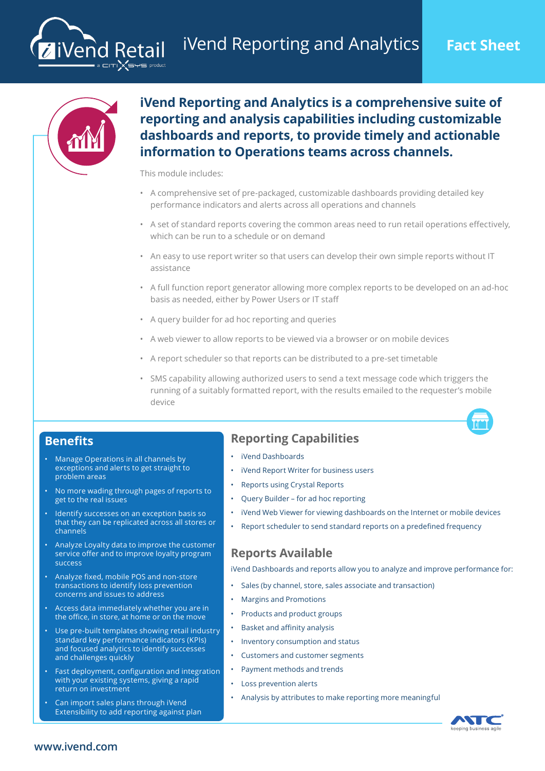# iVend Reporting and Analytics

**Fact Sheet**

## iVend Reporting and Analytics is a comprehensive suite of reporting and analysis capabilities including customizable dashboards and reports, to provide timely and actionable information to Operations teams across channels.

This module includes:

- A comprehensive set of pre-packaged, customizable dashboards providing detailed key performance indicators and alerts across all operations and channels
- A set of standard reports covering the common areas need to run retail operations effectively, which can be run to a schedule or on demand
- An easy to use report writer so that users can develop their own simple reports without IT assistance
- A full function report generator allowing more complex reports to be developed on an ad-hoc basis as needed, either by Power Users or IT staff
- A query builder for ad hoc reporting and queries
- A web viewer to allow reports to be viewed via a browser or on mobile devices
- A report scheduler so that reports can be distributed to a pre-set timetable
- SMS capability allowing authorized users to send a text message code which triggers the running of a suitably formatted report, with the results emailed to the requester's mobile device

## Benefits

- Manage Operations in all channels by exceptions and alerts to get straight to problem areas
- No more wading through pages of reports to get to the real issues
- Identify successes on an exception basis so that they can be replicated across all stores or channels
- Analyze Loyalty data to improve the customer service offer and to improve loyalty program success
- Analyze fixed, mobile POS and non-store transactions to identify loss prevention concerns and issues to address
- Access data immediately whether you are in the office, in store, at home or on the move
- Use pre-built templates showing retail industry standard key performance indicators (KPIs) and focused analytics to identify successes and challenges quickly
- Fast deployment, configuration and integration with your existing systems, giving a rapid return on investment
- Can import sales plans through iVend Extensibility to add reporting against plan

## Reporting Capabilities

- iVend Dashboards
- iVend Report Writer for business users
- Reports using Crystal Reports
- Query Builder – for ad hoc reporting
- iVend Web Viewer for viewing dashboards on the Internet or mobile devices
- Report scheduler to send standard reports on a predefined frequency

## Reports Available

iVend Dashboards and reports allow you to analyze and improve performance for:

- Sales (by channel, store, sales associate and transaction)
- Margins and Promotions
- Products and product groups
- Basket and affinity analysis
- Inventory consumption and status
- Customers and customer segments
- Payment methods and trends
- Loss prevention alerts
- Analysis by attributes to make reporting more meaningful

www.ivend.com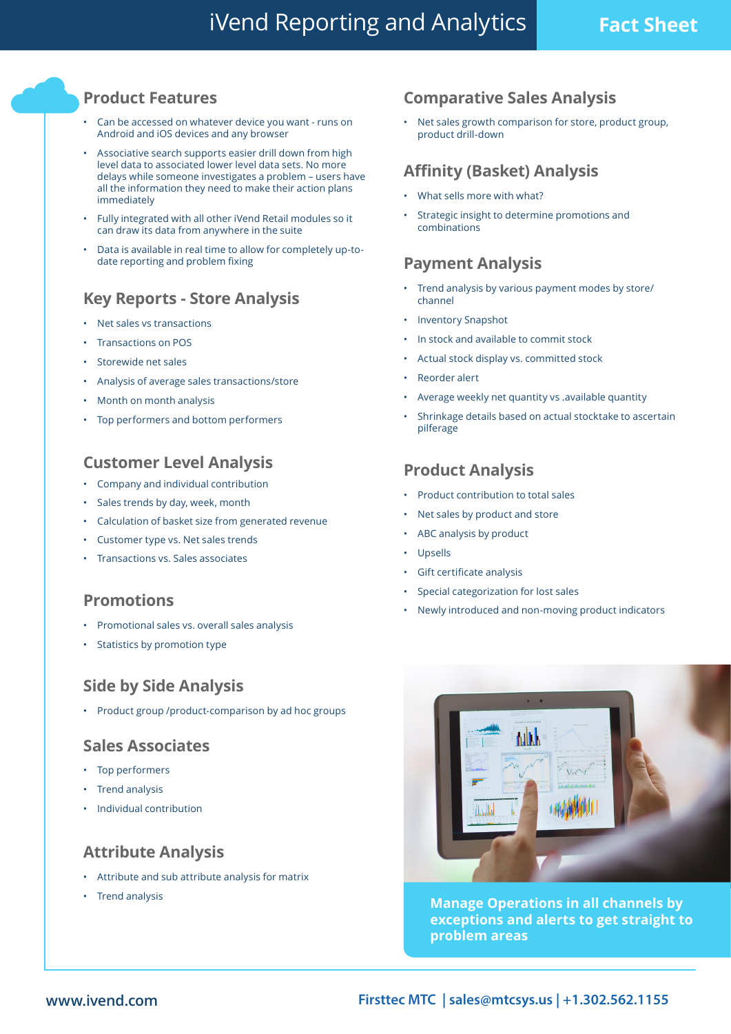# iVend Reporting and Analytics

**Fact Sheet**

## Product Features

- Can be accessed on whatever device you want - runs on Android and iOS devices and any browser
- Associative search supports easier drill down from high level data to associated lower level data sets. No more delays while someone investigates a problem – users have all the information they need to make their action plans immediately
- Fully integrated with all other iVend Retail modules so it can draw its data from anywhere in the suite
- Data is available in real time to allow for completely up-to-date reporting and problem fixing

## Key Reports - Store Analysis

- Net sales vs transactions
- Transactions on POS
- Storewide net sales
- Analysis of average sales transactions/store
- Month on month analysis
- Top performers and bottom performers

## Customer Level Analysis

- Company and individual contribution
- Sales trends by day, week, month
- Calculation of basket size from generated revenue
- Customer type vs. Net sales trends
- Transactions vs. Sales associates

## Promotions

- Promotional sales vs. overall sales analysis
- Statistics by promotion type

## Side by Side Analysis

- Product group /product-comparison by ad hoc groups

## Sales Associates

- Top performers
- Trend analysis
- Individual contribution

## Attribute Analysis

- Attribute and sub attribute analysis for matrix
- Trend analysis

## Comparative Sales Analysis

- Net sales growth comparison for store, product group, product drill-down

## Affinity (Basket) Analysis

- What sells more with what?
- Strategic insight to determine promotions and combinations

## Payment Analysis

- Trend analysis by various payment modes by store/ channel
- Inventory Snapshot
- In stock and available to commit stock
- Actual stock display vs. committed stock
- Reorder alert
- Average weekly net quantity vs .available quantity
- Shrinkage details based on actual stocktake to ascertain pilferage

## Product Analysis

- Product contribution to total sales
- Net sales by product and store
- ABC analysis by product
- Upsells
- Gift certificate analysis
- Special categorization for lost sales
- Newly introduced and non-moving product indicators

**Manage Operations in all channels by exceptions and alerts to get straight to problem areas**

www.ivend.com

Firsttec MTC | sales@mtcsys.us | +1.302.562.1155